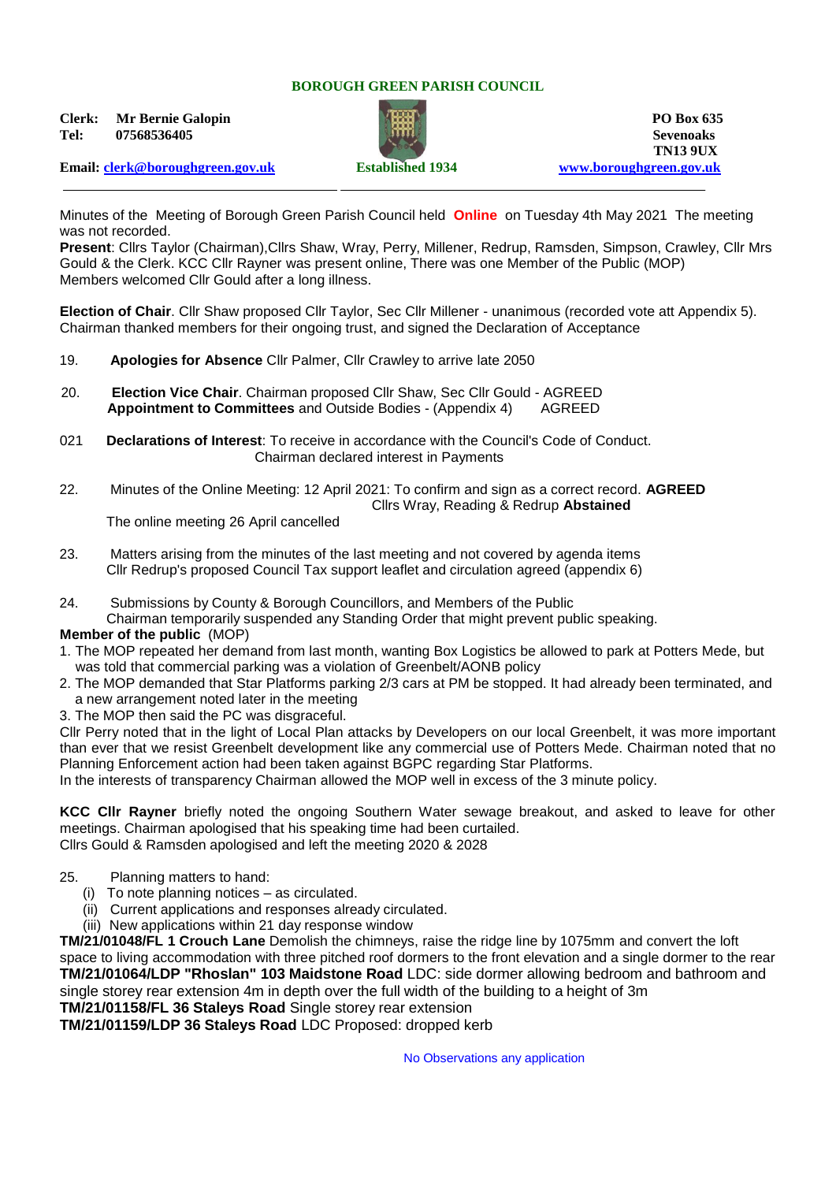**BOROUGH GREEN PARISH COUNCIL**

**Clerk: Mr Bernie Galopin**
**Tel: 07568536405**

**Email: clerk@boroughgreen.gov.uk**

**Established 1934**

**PO Box 635**
**Sevenoaks**
**TN13 9UX**
**www.boroughgreen.gov.uk**

Minutes of the Meeting of Borough Green Parish Council held **Online** on Tuesday 4th May 2021 The meeting was not recorded.

**Present**: Cllrs Taylor (Chairman),Cllrs Shaw, Wray, Perry, Millener, Redrup, Ramsden, Simpson, Crawley, Cllr Mrs Gould & the Clerk. KCC Cllr Rayner was present online, There was one Member of the Public (MOP) Members welcomed Cllr Gould after a long illness.

**Election of Chair**. Cllr Shaw proposed Cllr Taylor, Sec Cllr Millener - unanimous (recorded vote att Appendix 5). Chairman thanked members for their ongoing trust, and signed the Declaration of Acceptance

19. **Apologies for Absence** Cllr Palmer, Cllr Crawley to arrive late 2050

20. **Election Vice Chair**. Chairman proposed Cllr Shaw, Sec Cllr Gould - AGREED
**Appointment to Committees** and Outside Bodies - (Appendix 4) AGREED

021 **Declarations of Interest**: To receive in accordance with the Council's Code of Conduct.
Chairman declared interest in Payments

22. Minutes of the Online Meeting: 12 April 2021: To confirm and sign as a correct record. **AGREED**
Cllrs Wray, Reading & Redrup **Abstained**
The online meeting 26 April cancelled

23. Matters arising from the minutes of the last meeting and not covered by agenda items
Cllr Redrup's proposed Council Tax support leaflet and circulation agreed (appendix 6)

24. Submissions by County & Borough Councillors, and Members of the Public
Chairman temporarily suspended any Standing Order that might prevent public speaking.

**Member of the public** (MOP)

1. The MOP repeated her demand from last month, wanting Box Logistics be allowed to park at Potters Mede, but was told that commercial parking was a violation of Greenbelt/AONB policy
2. The MOP demanded that Star Platforms parking 2/3 cars at PM be stopped. It had already been terminated, and a new arrangement noted later in the meeting
3. The MOP then said the PC was disgraceful.

Cllr Perry noted that in the light of Local Plan attacks by Developers on our local Greenbelt, it was more important than ever that we resist Greenbelt development like any commercial use of Potters Mede. Chairman noted that no Planning Enforcement action had been taken against BGPC regarding Star Platforms.
In the interests of transparency Chairman allowed the MOP well in excess of the 3 minute policy.

**KCC Cllr Rayner** briefly noted the ongoing Southern Water sewage breakout, and asked to leave for other meetings. Chairman apologised that his speaking time had been curtailed.
Cllrs Gould & Ramsden apologised and left the meeting 2020 & 2028

25. Planning matters to hand:
    (i) To note planning notices – as circulated.
    (ii) Current applications and responses already circulated.
    (iii) New applications within 21 day response window

**TM/21/01048/FL 1 Crouch Lane** Demolish the chimneys, raise the ridge line by 1075mm and convert the loft space to living accommodation with three pitched roof dormers to the front elevation and a single dormer to the rear
**TM/21/01064/LDP "Rhoslan" 103 Maidstone Road** LDC: side dormer allowing bedroom and bathroom and single storey rear extension 4m in depth over the full width of the building to a height of 3m
**TM/21/01158/FL 36 Staleys Road** Single storey rear extension
**TM/21/01159/LDP 36 Staleys Road** LDC Proposed: dropped kerb

No Observations any application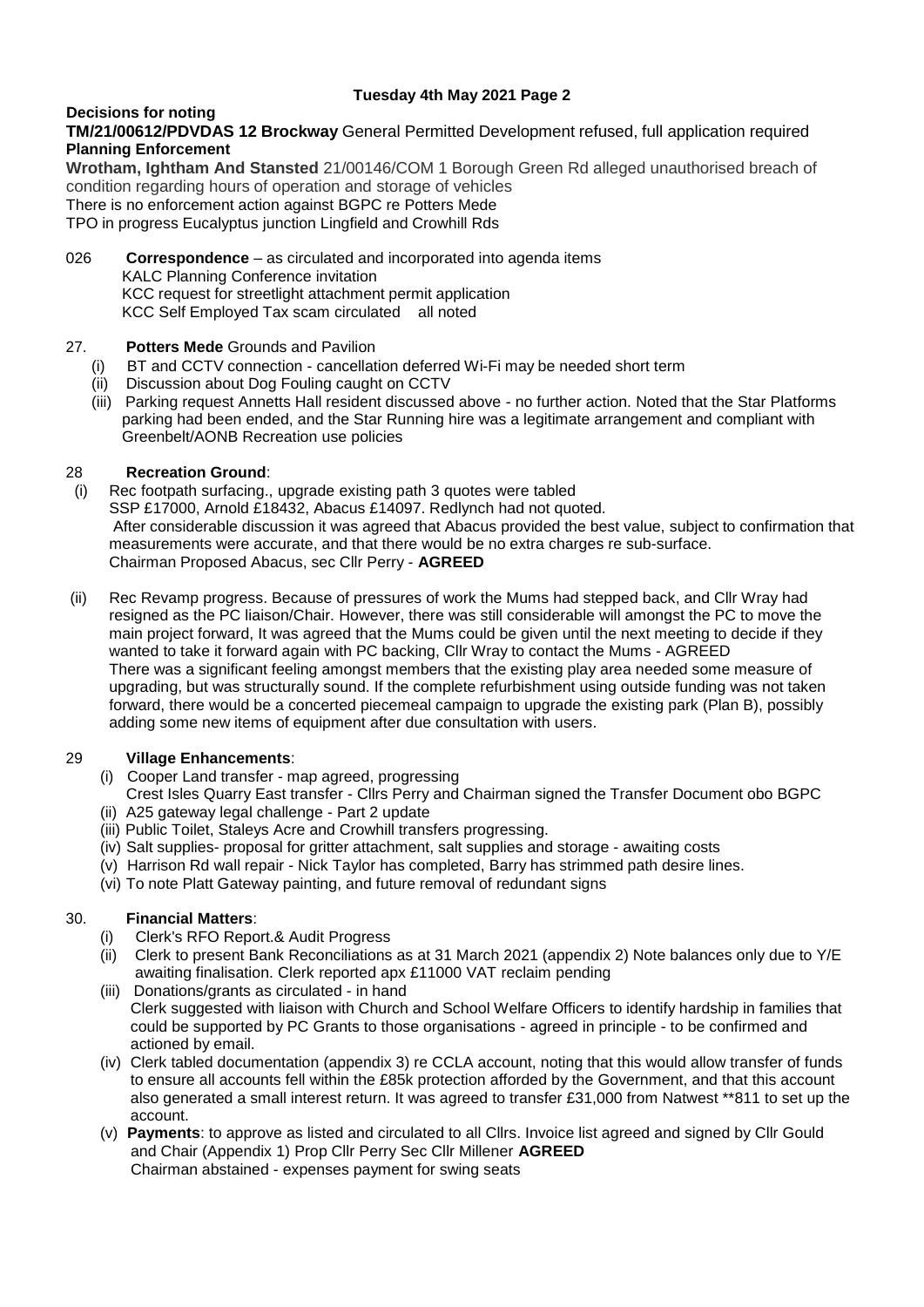**Decisions for noting**

**TM/21/00612/PDVDAS 12 Brockway** General Permitted Development refused, full application required

**Planning Enforcement**

**Wrotham, Ightham And Stansted** 21/00146/COM 1 Borough Green Rd alleged unauthorised breach of condition regarding hours of operation and storage of vehicles

There is no enforcement action against BGPC re Potters Mede

TPO in progress Eucalyptus junction Lingfield and Crowhill Rds

026 **Correspondence** – as circulated and incorporated into agenda items
KALC Planning Conference invitation
KCC request for streetlight attachment permit application
KCC Self Employed Tax scam circulated all noted

27. **Potters Mede** Grounds and Pavilion

(i) BT and CCTV connection - cancellation deferred Wi-Fi may be needed short term
(ii) Discussion about Dog Fouling caught on CCTV
(iii) Parking request Annetts Hall resident discussed above - no further action. Noted that the Star Platforms parking had been ended, and the Star Running hire was a legitimate arrangement and compliant with Greenbelt/AONB Recreation use policies

28 **Recreation Ground**:

(i) Rec footpath surfacing., upgrade existing path 3 quotes were tabled
SSP £17000, Arnold £18432, Abacus £14097. Redlynch had not quoted.
After considerable discussion it was agreed that Abacus provided the best value, subject to confirmation that measurements were accurate, and that there would be no extra charges re sub-surface.
Chairman Proposed Abacus, sec Cllr Perry - **AGREED**

(ii) Rec Revamp progress. Because of pressures of work the Mums had stepped back, and Cllr Wray had resigned as the PC liaison/Chair. However, there was still considerable will amongst the PC to move the main project forward, It was agreed that the Mums could be given until the next meeting to decide if they wanted to take it forward again with PC backing, Cllr Wray to contact the Mums - AGREED
There was a significant feeling amongst members that the existing play area needed some measure of upgrading, but was structurally sound. If the complete refurbishment using outside funding was not taken forward, there would be a concerted piecemeal campaign to upgrade the existing park (Plan B), possibly adding some new items of equipment after due consultation with users.

29 **Village Enhancements**:

(i) Cooper Land transfer - map agreed, progressing
Crest Isles Quarry East transfer - Cllrs Perry and Chairman signed the Transfer Document obo BGPC
(ii) A25 gateway legal challenge - Part 2 update
(iii) Public Toilet, Staleys Acre and Crowhill transfers progressing.
(iv) Salt supplies- proposal for gritter attachment, salt supplies and storage - awaiting costs
(v) Harrison Rd wall repair - Nick Taylor has completed, Barry has strimmed path desire lines.
(vi) To note Platt Gateway painting, and future removal of redundant signs

30. **Financial Matters**:

(i) Clerk's RFO Report.& Audit Progress
(ii) Clerk to present Bank Reconciliations as at 31 March 2021 (appendix 2) Note balances only due to Y/E awaiting finalisation. Clerk reported apx £11000 VAT reclaim pending
(iii) Donations/grants as circulated - in hand
Clerk suggested with liaison with Church and School Welfare Officers to identify hardship in families that could be supported by PC Grants to those organisations - agreed in principle - to be confirmed and actioned by email.
(iv) Clerk tabled documentation (appendix 3) re CCLA account, noting that this would allow transfer of funds to ensure all accounts fell within the £85k protection afforded by the Government, and that this account also generated a small interest return. It was agreed to transfer £31,000 from Natwest **811 to set up the account.
(v) **Payments**: to approve as listed and circulated to all Cllrs. Invoice list agreed and signed by Cllr Gould and Chair (Appendix 1) Prop Cllr Perry Sec Cllr Millener **AGREED**
Chairman abstained - expenses payment for swing seats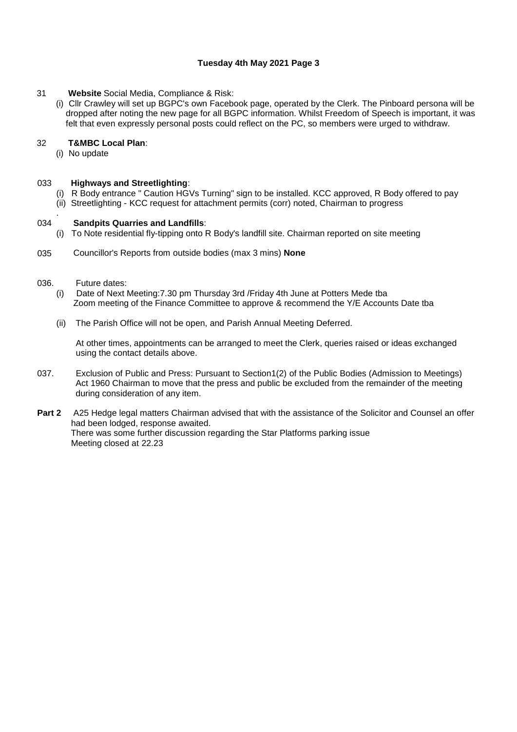31 **Website** Social Media, Compliance & Risk:

(i) Cllr Crawley will set up BGPC's own Facebook page, operated by the Clerk. The Pinboard persona will be dropped after noting the new page for all BGPC information. Whilst Freedom of Speech is important, it was felt that even expressly personal posts could reflect on the PC, so members were urged to withdraw.

32 **T&MBC Local Plan**:

(i) No update

033 **Highways and Streetlighting**:

(i) R Body entrance " Caution HGVs Turning" sign to be installed. KCC approved, R Body offered to pay
(ii) Streetlighting - KCC request for attachment permits (corr) noted, Chairman to progress

.

034 **Sandpits Quarries and Landfills**:

(i) To Note residential fly-tipping onto R Body's landfill site. Chairman reported on site meeting

035 Councillor's Reports from outside bodies (max 3 mins) **None**

036. Future dates:

(i) Date of Next Meeting:7.30 pm Thursday 3rd /Friday 4th June at Potters Mede tba
Zoom meeting of the Finance Committee to approve & recommend the Y/E Accounts Date tba

(ii) The Parish Office will not be open, and Parish Annual Meeting Deferred.

At other times, appointments can be arranged to meet the Clerk, queries raised or ideas exchanged using the contact details above.

037. Exclusion of Public and Press: Pursuant to Section1(2) of the Public Bodies (Admission to Meetings) Act 1960 Chairman to move that the press and public be excluded from the remainder of the meeting during consideration of any item.

**Part 2** A25 Hedge legal matters Chairman advised that with the assistance of the Solicitor and Counsel an offer had been lodged, response awaited.
There was some further discussion regarding the Star Platforms parking issue
Meeting closed at 22.23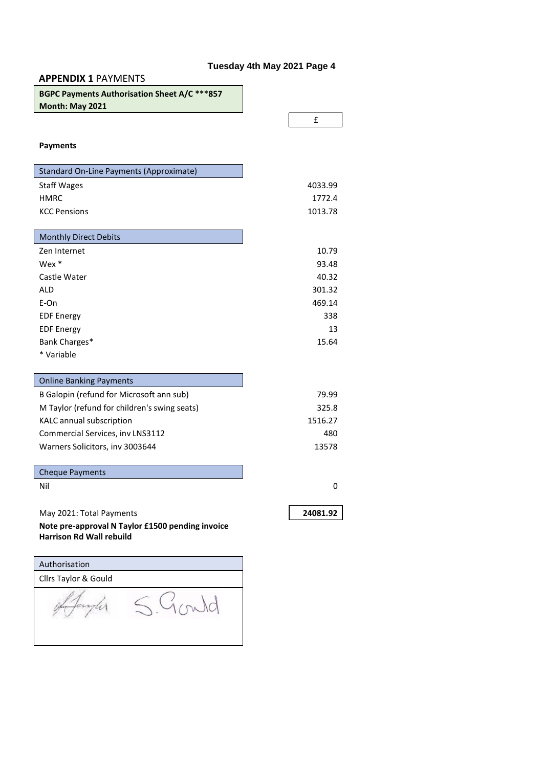**APPENDIX 1** PAYMENTS

**BGPC Payments Authorisation Sheet A/C ***857**
**Month: May 2021**

| | £ |
|---|---|
| **Payments** | |
| **Standard On-Line Payments (Approximate)** | |
| Staff Wages | 4033.99 |
| HMRC | 1772.4 |
| KCC Pensions | 1013.78 |
| **Monthly Direct Debits** | |
| Zen Internet | 10.79 |
| Wex * | 93.48 |
| Castle Water | 40.32 |
| ALD | 301.32 |
| E-On | 469.14 |
| EDF Energy | 338 |
| EDF Energy | 13 |
| Bank Charges* | 15.64 |
| * Variable | |
| **Online Banking Payments** | |
| B Galopin (refund for Microsoft ann sub) | 79.99 |
| M Taylor (refund for children's swing seats) | 325.8 |
| KALC annual subscription | 1516.27 |
| Commercial Services, inv LNS3112 | 480 |
| Warners Solicitors, inv 3003644 | 13578 |
| **Cheque Payments** | |
| Nil | 0 |
| May 2021: Total Payments | **24081.92** |

**Note pre-approval N Taylor £1500 pending invoice Harrison Rd Wall rebuild**

| Authorisation |
|---|
| Cllrs Taylor & Gould |
| [signature] S.Gould |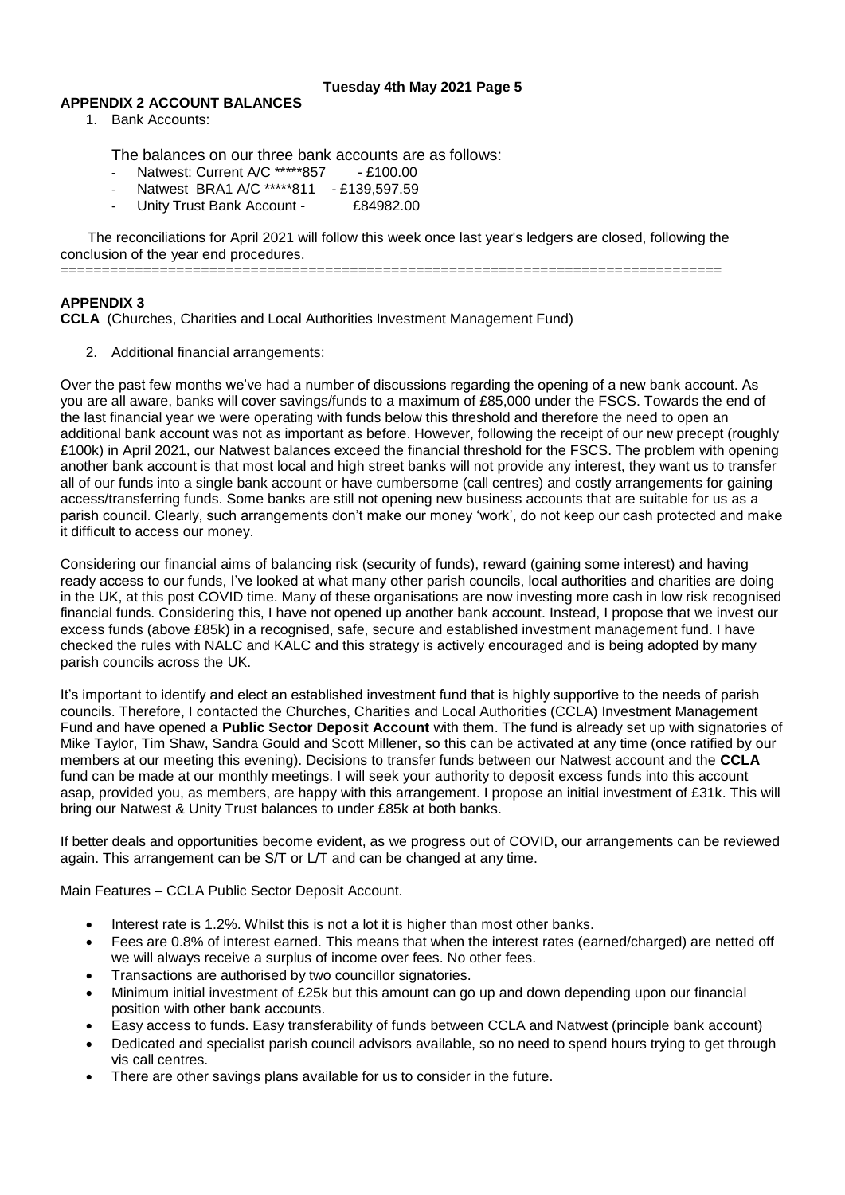**APPENDIX 2 ACCOUNT BALANCES**

1. Bank Accounts:

The balances on our three bank accounts are as follows:

- Natwest: Current A/C *****857 - £100.00
- Natwest BRA1 A/C *****811 - £139,597.59
- Unity Trust Bank Account - £84982.00

The reconciliations for April 2021 will follow this week once last year's ledgers are closed, following the conclusion of the year end procedures.

===============================================================================

**APPENDIX 3**

**CCLA** (Churches, Charities and Local Authorities Investment Management Fund)

2. Additional financial arrangements:

Over the past few months we've had a number of discussions regarding the opening of a new bank account. As you are all aware, banks will cover savings/funds to a maximum of £85,000 under the FSCS. Towards the end of the last financial year we were operating with funds below this threshold and therefore the need to open an additional bank account was not as important as before. However, following the receipt of our new precept (roughly £100k) in April 2021, our Natwest balances exceed the financial threshold for the FSCS. The problem with opening another bank account is that most local and high street banks will not provide any interest, they want us to transfer all of our funds into a single bank account or have cumbersome (call centres) and costly arrangements for gaining access/transferring funds. Some banks are still not opening new business accounts that are suitable for us as a parish council. Clearly, such arrangements don't make our money 'work', do not keep our cash protected and make it difficult to access our money.

Considering our financial aims of balancing risk (security of funds), reward (gaining some interest) and having ready access to our funds, I've looked at what many other parish councils, local authorities and charities are doing in the UK, at this post COVID time. Many of these organisations are now investing more cash in low risk recognised financial funds. Considering this, I have not opened up another bank account. Instead, I propose that we invest our excess funds (above £85k) in a recognised, safe, secure and established investment management fund. I have checked the rules with NALC and KALC and this strategy is actively encouraged and is being adopted by many parish councils across the UK.

It's important to identify and elect an established investment fund that is highly supportive to the needs of parish councils. Therefore, I contacted the Churches, Charities and Local Authorities (CCLA) Investment Management Fund and have opened a **Public Sector Deposit Account** with them. The fund is already set up with signatories of Mike Taylor, Tim Shaw, Sandra Gould and Scott Millener, so this can be activated at any time (once ratified by our members at our meeting this evening). Decisions to transfer funds between our Natwest account and the **CCLA** fund can be made at our monthly meetings. I will seek your authority to deposit excess funds into this account asap, provided you, as members, are happy with this arrangement. I propose an initial investment of £31k. This will bring our Natwest & Unity Trust balances to under £85k at both banks.

If better deals and opportunities become evident, as we progress out of COVID, our arrangements can be reviewed again. This arrangement can be S/T or L/T and can be changed at any time.

Main Features – CCLA Public Sector Deposit Account.

- Interest rate is 1.2%. Whilst this is not a lot it is higher than most other banks.
- Fees are 0.8% of interest earned. This means that when the interest rates (earned/charged) are netted off we will always receive a surplus of income over fees. No other fees.
- Transactions are authorised by two councillor signatories.
- Minimum initial investment of £25k but this amount can go up and down depending upon our financial position with other bank accounts.
- Easy access to funds. Easy transferability of funds between CCLA and Natwest (principle bank account)
- Dedicated and specialist parish council advisors available, so no need to spend hours trying to get through vis call centres.
- There are other savings plans available for us to consider in the future.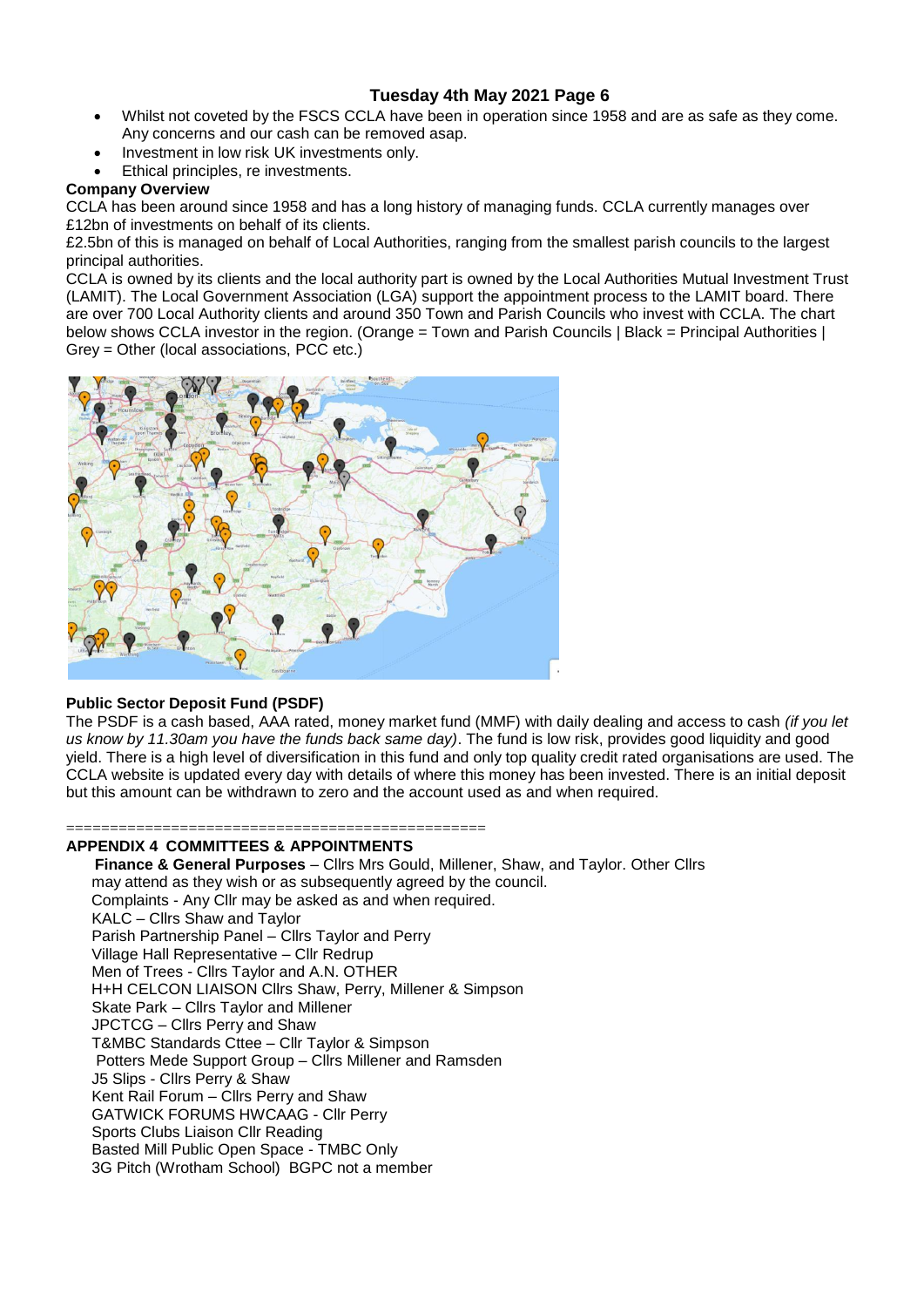- Whilst not coveted by the FSCS CCLA have been in operation since 1958 and are as safe as they come. Any concerns and our cash can be removed asap.
- Investment in low risk UK investments only.
- Ethical principles, re investments.

**Company Overview**

CCLA has been around since 1958 and has a long history of managing funds. CCLA currently manages over £12bn of investments on behalf of its clients.

£2.5bn of this is managed on behalf of Local Authorities, ranging from the smallest parish councils to the largest principal authorities.

CCLA is owned by its clients and the local authority part is owned by the Local Authorities Mutual Investment Trust (LAMIT). The Local Government Association (LGA) support the appointment process to the LAMIT board. There are over 700 Local Authority clients and around 350 Town and Parish Councils who invest with CCLA. The chart below shows CCLA investor in the region. (Orange = Town and Parish Councils | Black = Principal Authorities | Grey = Other (local associations, PCC etc.)

**Public Sector Deposit Fund (PSDF)**

The PSDF is a cash based, AAA rated, money market fund (MMF) with daily dealing and access to cash *(if you let us know by 11.30am you have the funds back same day)*. The fund is low risk, provides good liquidity and good yield. There is a high level of diversification in this fund and only top quality credit rated organisations are used. The CCLA website is updated every day with details of where this money has been invested. There is an initial deposit but this amount can be withdrawn to zero and the account used as and when required.

===============================================

**APPENDIX 4 COMMITTEES & APPOINTMENTS**

**Finance & General Purposes** – Cllrs Mrs Gould, Millener, Shaw, and Taylor. Other Cllrs may attend as they wish or as subsequently agreed by the council.

Complaints - Any Cllr may be asked as and when required.

KALC – Cllrs Shaw and Taylor

Parish Partnership Panel – Cllrs Taylor and Perry

Village Hall Representative – Cllr Redrup

Men of Trees - Cllrs Taylor and A.N. OTHER

H+H CELCON LIAISON Cllrs Shaw, Perry, Millener & Simpson

Skate Park – Cllrs Taylor and Millener

JPCTCG – Cllrs Perry and Shaw

T&MBC Standards Cttee – Cllr Taylor & Simpson

Potters Mede Support Group – Cllrs Millener and Ramsden

J5 Slips - Cllrs Perry & Shaw

Kent Rail Forum – Cllrs Perry and Shaw

GATWICK FORUMS HWCAAG - Cllr Perry

Sports Clubs Liaison Cllr Reading

Basted Mill Public Open Space - TMBC Only

3G Pitch (Wrotham School) BGPC not a member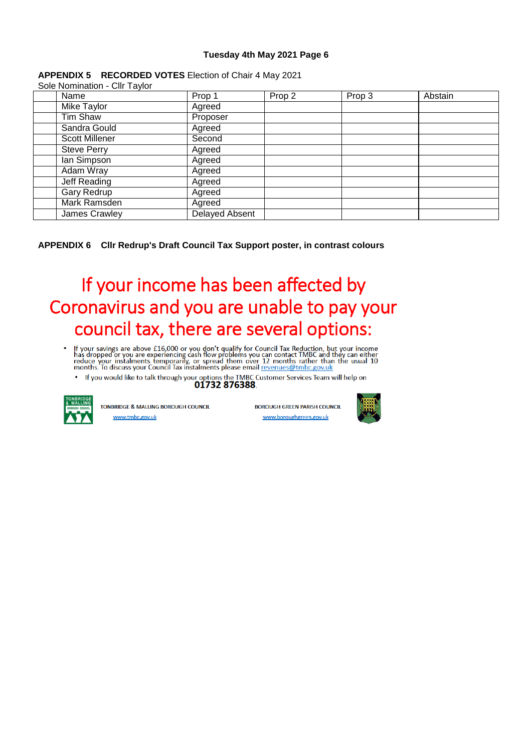**Tuesday 4th May 2021 Page 6**

**APPENDIX 5 RECORDED VOTES** Election of Chair 4 May 2021

Sole Nomination - Cllr Taylor

| | Name | Prop 1 | Prop 2 | Prop 3 | Abstain |
|---|---|---|---|---|---|
| | Mike Taylor | Agreed | | | |
| | Tim Shaw | Proposer | | | |
| | Sandra Gould | Agreed | | | |
| | Scott Millener | Second | | | |
| | Steve Perry | Agreed | | | |
| | Ian Simpson | Agreed | | | |
| | Adam Wray | Agreed | | | |
| | Jeff Reading | Agreed | | | |
| | Gary Redrup | Agreed | | | |
| | Mark Ramsden | Agreed | | | |
| | James Crawley | Delayed Absent | | | |

**APPENDIX 6 Cllr Redrup's Draft Council Tax Support poster, in contrast colours**

# If your income has been affected by Coronavirus and you are unable to pay your council tax, there are several options:

- If your savings are above £16,000 or you don't qualify for Council Tax Reduction, but your income has dropped or you are experiencing cash flow problems you can contact TMBC and they can either reduce your instalments temporarily, or spread them over 12 months rather than the usual 10 months. To discuss your Council Tax instalments please email revenues@tmbc.gov.uk
- If you would like to talk through your options the TMBC Customer Services Team will help on **01732 876388**.

TONBRIDGE & MALLING BOROUGH COUNCIL
www.tmbc.gov.uk

BOROUGH GREEN PARISH COUNCIL
www.boroughgreen.gov.uk